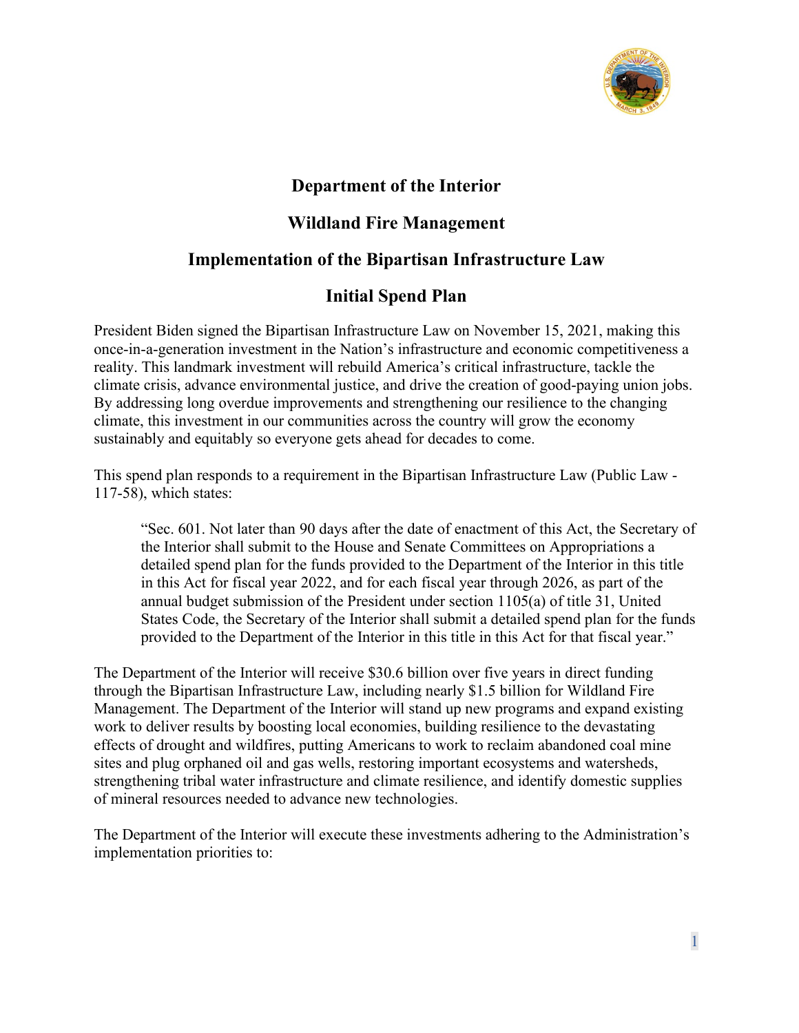# Department of the Interior

## Wildland Fire Management

## Implementation of the Bipartisan Infrastructure Law

## Initial Spend Plan

President Biden signed the Bipartisan Infrastructure Law on November 15, 2021, making this once-in-a-generation investment in the Nation's infrastructure and economic competitiveness a reality. This landmark investment will rebuild America's critical infrastructure, tackle the climate crisis, advance environmental justice, and drive the creation of good-paying union jobs. By addressing long overdue improvements and strengthening our resilience to the changing climate, this investment in our communities across the country will grow the economy sustainably and equitably so everyone gets ahead for decades to come.

This spend plan responds to a requirement in the Bipartisan Infrastructure Law (Public Law - 117-58), which states:

> "Sec. 601. Not later than 90 days after the date of enactment of this Act, the Secretary of the Interior shall submit to the House and Senate Committees on Appropriations a detailed spend plan for the funds provided to the Department of the Interior in this title in this Act for fiscal year 2022, and for each fiscal year through 2026, as part of the annual budget submission of the President under section 1105(a) of title 31, United States Code, the Secretary of the Interior shall submit a detailed spend plan for the funds provided to the Department of the Interior in this title in this Act for that fiscal year."

The Department of the Interior will receive $30.6 billion over five years in direct funding through the Bipartisan Infrastructure Law, including nearly $1.5 billion for Wildland Fire Management. The Department of the Interior will stand up new programs and expand existing work to deliver results by boosting local economies, building resilience to the devastating effects of drought and wildfires, putting Americans to work to reclaim abandoned coal mine sites and plug orphaned oil and gas wells, restoring important ecosystems and watersheds, strengthening tribal water infrastructure and climate resilience, and identify domestic supplies of mineral resources needed to advance new technologies.

The Department of the Interior will execute these investments adhering to the Administration's implementation priorities to: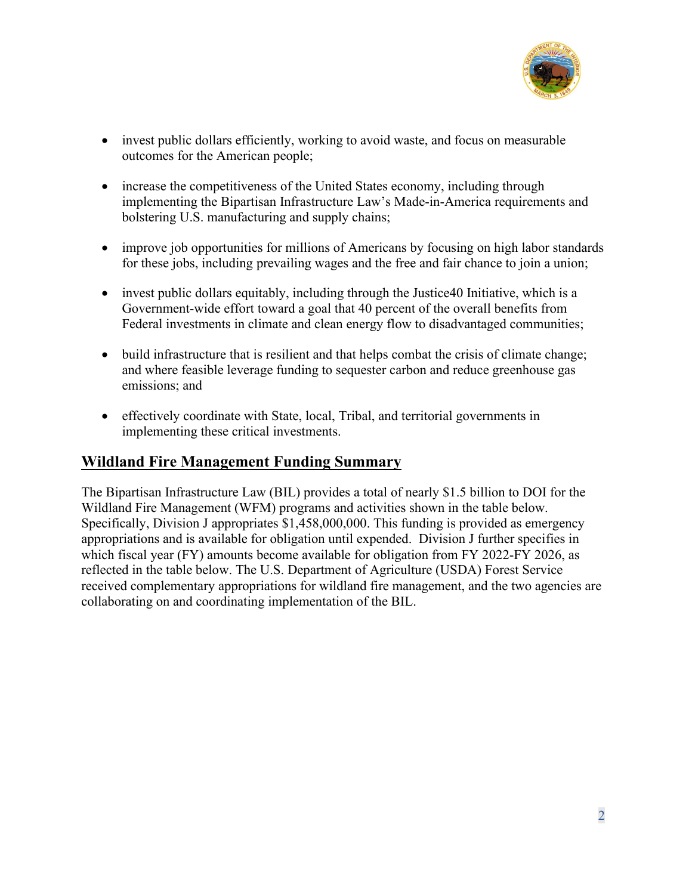- invest public dollars efficiently, working to avoid waste, and focus on measurable outcomes for the American people;

- increase the competitiveness of the United States economy, including through implementing the Bipartisan Infrastructure Law's Made-in-America requirements and bolstering U.S. manufacturing and supply chains;

- improve job opportunities for millions of Americans by focusing on high labor standards for these jobs, including prevailing wages and the free and fair chance to join a union;

- invest public dollars equitably, including through the Justice40 Initiative, which is a Government-wide effort toward a goal that 40 percent of the overall benefits from Federal investments in climate and clean energy flow to disadvantaged communities;

- build infrastructure that is resilient and that helps combat the crisis of climate change; and where feasible leverage funding to sequester carbon and reduce greenhouse gas emissions; and

- effectively coordinate with State, local, Tribal, and territorial governments in implementing these critical investments.

## Wildland Fire Management Funding Summary

The Bipartisan Infrastructure Law (BIL) provides a total of nearly $1.5 billion to DOI for the Wildland Fire Management (WFM) programs and activities shown in the table below. Specifically, Division J appropriates $1,458,000,000. This funding is provided as emergency appropriations and is available for obligation until expended. Division J further specifies in which fiscal year (FY) amounts become available for obligation from FY 2022-FY 2026, as reflected in the table below. The U.S. Department of Agriculture (USDA) Forest Service received complementary appropriations for wildland fire management, and the two agencies are collaborating on and coordinating implementation of the BIL.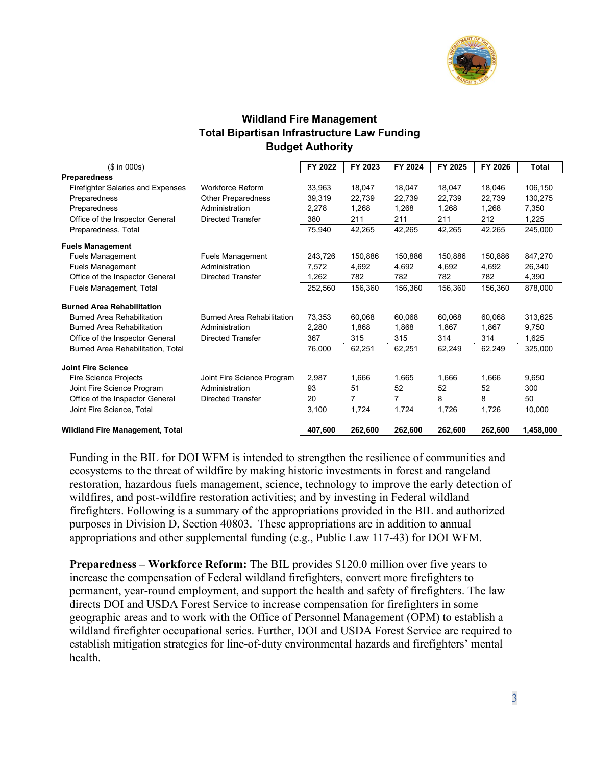## Wildland Fire Management
## Total Bipartisan Infrastructure Law Funding
## Budget Authority

| ($ in 000s) | | FY 2022 | FY 2023 | FY 2024 | FY 2025 | FY 2026 | Total |
|---|---|---|---|---|---|---|---|
| **Preparedness** | | | | | | | |
| Firefighter Salaries and Expenses | Workforce Reform | 33,963 | 18,047 | 18,047 | 18,047 | 18,046 | 106,150 |
| Preparedness | Other Preparedness | 39,319 | 22,739 | 22,739 | 22,739 | 22,739 | 130,275 |
| Preparedness | Administration | 2,278 | 1,268 | 1,268 | 1,268 | 1,268 | 7,350 |
| Office of the Inspector General | Directed Transfer | 380 | 211 | 211 | 211 | 212 | 1,225 |
| Preparedness, Total | | 75,940 | 42,265 | 42,265 | 42,265 | 42,265 | 245,000 |
| **Fuels Management** | | | | | | | |
| Fuels Management | Fuels Management | 243,726 | 150,886 | 150,886 | 150,886 | 150,886 | 847,270 |
| Fuels Management | Administration | 7,572 | 4,692 | 4,692 | 4,692 | 4,692 | 26,340 |
| Office of the Inspector General | Directed Transfer | 1,262 | 782 | 782 | 782 | 782 | 4,390 |
| Fuels Management, Total | | 252,560 | 156,360 | 156,360 | 156,360 | 156,360 | 878,000 |
| **Burned Area Rehabilitation** | | | | | | | |
| Burned Area Rehabilitation | Burned Area Rehabilitation | 73,353 | 60,068 | 60,068 | 60,068 | 60,068 | 313,625 |
| Burned Area Rehabilitation | Administration | 2,280 | 1,868 | 1,868 | 1,867 | 1,867 | 9,750 |
| Office of the Inspector General | Directed Transfer | 367 | 315 | 315 | 314 | 314 | 1,625 |
| Burned Area Rehabilitation, Total | | 76,000 | 62,251 | 62,251 | 62,249 | 62,249 | 325,000 |
| **Joint Fire Science** | | | | | | | |
| Fire Science Projects | Joint Fire Science Program | 2,987 | 1,666 | 1,665 | 1,666 | 1,666 | 9,650 |
| Joint Fire Science Program | Administration | 93 | 51 | 52 | 52 | 52 | 300 |
| Office of the Inspector General | Directed Transfer | 20 | 7 | 7 | 8 | 8 | 50 |
| Joint Fire Science, Total | | 3,100 | 1,724 | 1,724 | 1,726 | 1,726 | 10,000 |
| **Wildland Fire Management, Total** | | **407,600** | **262,600** | **262,600** | **262,600** | **262,600** | **1,458,000** |

Funding in the BIL for DOI WFM is intended to strengthen the resilience of communities and ecosystems to the threat of wildfire by making historic investments in forest and rangeland restoration, hazardous fuels management, science, technology to improve the early detection of wildfires, and post-wildfire restoration activities; and by investing in Federal wildland firefighters. Following is a summary of the appropriations provided in the BIL and authorized purposes in Division D, Section 40803. These appropriations are in addition to annual appropriations and other supplemental funding (e.g., Public Law 117-43) for DOI WFM.

**Preparedness – Workforce Reform:** The BIL provides $120.0 million over five years to increase the compensation of Federal wildland firefighters, convert more firefighters to permanent, year-round employment, and support the health and safety of firefighters. The law directs DOI and USDA Forest Service to increase compensation for firefighters in some geographic areas and to work with the Office of Personnel Management (OPM) to establish a wildland firefighter occupational series. Further, DOI and USDA Forest Service are required to establish mitigation strategies for line-of-duty environmental hazards and firefighters' mental health.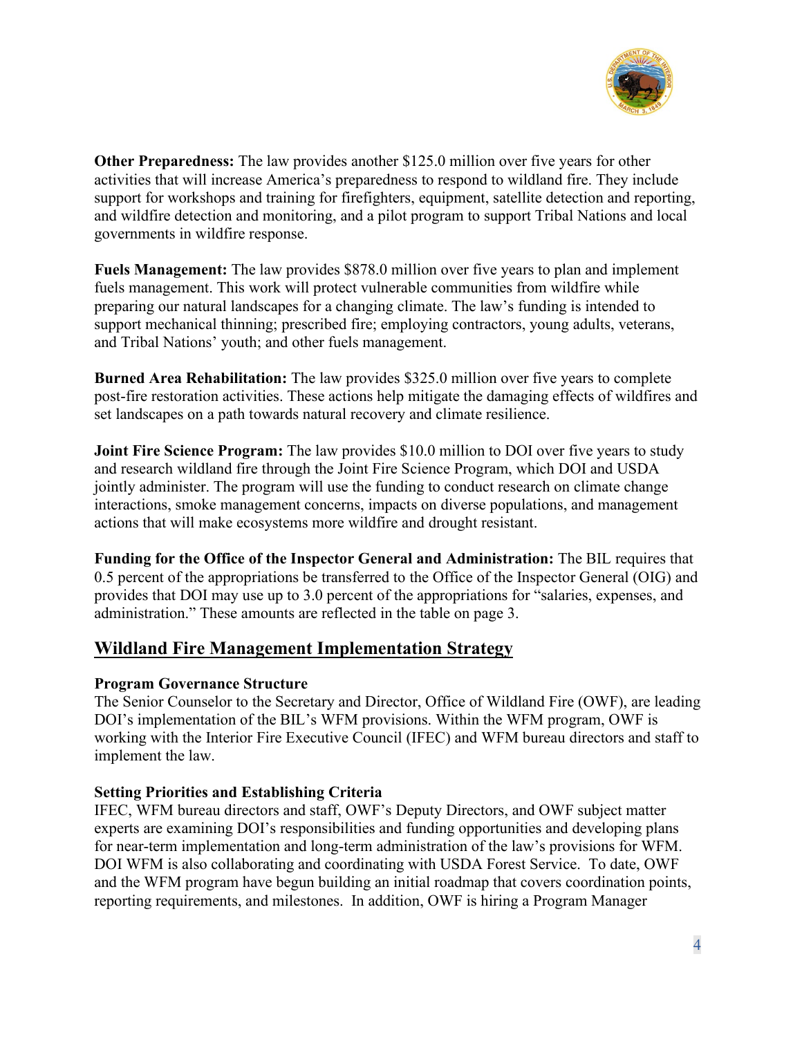**Other Preparedness:** The law provides another $125.0 million over five years for other activities that will increase America's preparedness to respond to wildland fire. They include support for workshops and training for firefighters, equipment, satellite detection and reporting, and wildfire detection and monitoring, and a pilot program to support Tribal Nations and local governments in wildfire response.

**Fuels Management:** The law provides $878.0 million over five years to plan and implement fuels management. This work will protect vulnerable communities from wildfire while preparing our natural landscapes for a changing climate. The law's funding is intended to support mechanical thinning; prescribed fire; employing contractors, young adults, veterans, and Tribal Nations' youth; and other fuels management.

**Burned Area Rehabilitation:** The law provides $325.0 million over five years to complete post-fire restoration activities. These actions help mitigate the damaging effects of wildfires and set landscapes on a path towards natural recovery and climate resilience.

**Joint Fire Science Program:** The law provides $10.0 million to DOI over five years to study and research wildland fire through the Joint Fire Science Program, which DOI and USDA jointly administer. The program will use the funding to conduct research on climate change interactions, smoke management concerns, impacts on diverse populations, and management actions that will make ecosystems more wildfire and drought resistant.

**Funding for the Office of the Inspector General and Administration:** The BIL requires that 0.5 percent of the appropriations be transferred to the Office of the Inspector General (OIG) and provides that DOI may use up to 3.0 percent of the appropriations for "salaries, expenses, and administration." These amounts are reflected in the table on page 3.

## Wildland Fire Management Implementation Strategy

### Program Governance Structure

The Senior Counselor to the Secretary and Director, Office of Wildland Fire (OWF), are leading DOI's implementation of the BIL's WFM provisions. Within the WFM program, OWF is working with the Interior Fire Executive Council (IFEC) and WFM bureau directors and staff to implement the law.

### Setting Priorities and Establishing Criteria

IFEC, WFM bureau directors and staff, OWF's Deputy Directors, and OWF subject matter experts are examining DOI's responsibilities and funding opportunities and developing plans for near-term implementation and long-term administration of the law's provisions for WFM. DOI WFM is also collaborating and coordinating with USDA Forest Service. To date, OWF and the WFM program have begun building an initial roadmap that covers coordination points, reporting requirements, and milestones. In addition, OWF is hiring a Program Manager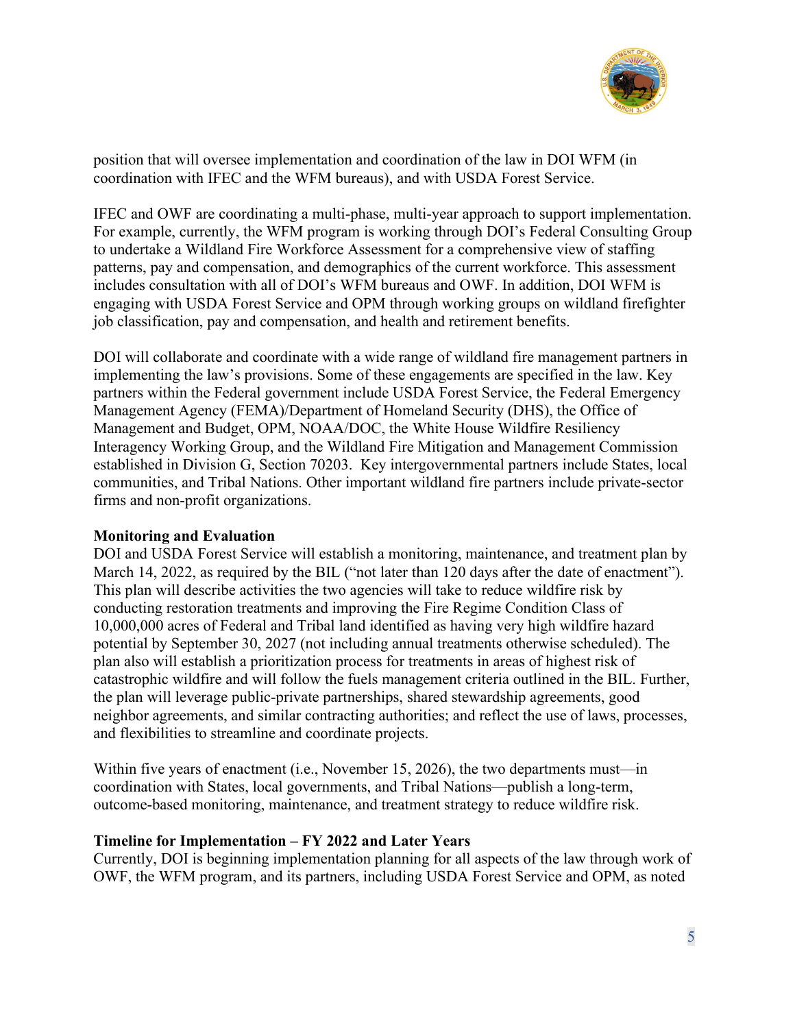position that will oversee implementation and coordination of the law in DOI WFM (in coordination with IFEC and the WFM bureaus), and with USDA Forest Service.

IFEC and OWF are coordinating a multi-phase, multi-year approach to support implementation. For example, currently, the WFM program is working through DOI's Federal Consulting Group to undertake a Wildland Fire Workforce Assessment for a comprehensive view of staffing patterns, pay and compensation, and demographics of the current workforce. This assessment includes consultation with all of DOI's WFM bureaus and OWF. In addition, DOI WFM is engaging with USDA Forest Service and OPM through working groups on wildland firefighter job classification, pay and compensation, and health and retirement benefits.

DOI will collaborate and coordinate with a wide range of wildland fire management partners in implementing the law's provisions. Some of these engagements are specified in the law. Key partners within the Federal government include USDA Forest Service, the Federal Emergency Management Agency (FEMA)/Department of Homeland Security (DHS), the Office of Management and Budget, OPM, NOAA/DOC, the White House Wildfire Resiliency Interagency Working Group, and the Wildland Fire Mitigation and Management Commission established in Division G, Section 70203. Key intergovernmental partners include States, local communities, and Tribal Nations. Other important wildland fire partners include private-sector firms and non-profit organizations.

**Monitoring and Evaluation**

DOI and USDA Forest Service will establish a monitoring, maintenance, and treatment plan by March 14, 2022, as required by the BIL ("not later than 120 days after the date of enactment"). This plan will describe activities the two agencies will take to reduce wildfire risk by conducting restoration treatments and improving the Fire Regime Condition Class of 10,000,000 acres of Federal and Tribal land identified as having very high wildfire hazard potential by September 30, 2027 (not including annual treatments otherwise scheduled). The plan also will establish a prioritization process for treatments in areas of highest risk of catastrophic wildfire and will follow the fuels management criteria outlined in the BIL. Further, the plan will leverage public-private partnerships, shared stewardship agreements, good neighbor agreements, and similar contracting authorities; and reflect the use of laws, processes, and flexibilities to streamline and coordinate projects.

Within five years of enactment (i.e., November 15, 2026), the two departments must—in coordination with States, local governments, and Tribal Nations—publish a long-term, outcome-based monitoring, maintenance, and treatment strategy to reduce wildfire risk.

**Timeline for Implementation – FY 2022 and Later Years**

Currently, DOI is beginning implementation planning for all aspects of the law through work of OWF, the WFM program, and its partners, including USDA Forest Service and OPM, as noted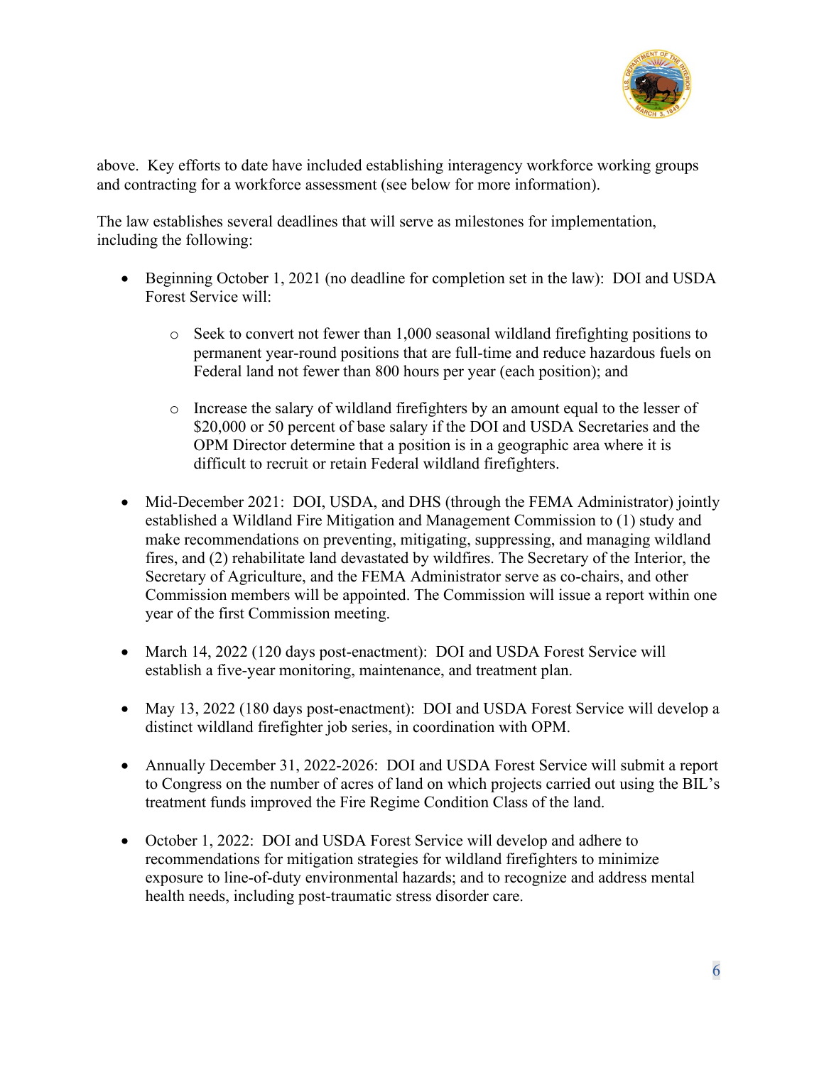above. Key efforts to date have included establishing interagency workforce working groups and contracting for a workforce assessment (see below for more information).

The law establishes several deadlines that will serve as milestones for implementation, including the following:

- Beginning October 1, 2021 (no deadline for completion set in the law): DOI and USDA Forest Service will:
  - Seek to convert not fewer than 1,000 seasonal wildland firefighting positions to permanent year-round positions that are full-time and reduce hazardous fuels on Federal land not fewer than 800 hours per year (each position); and
  - Increase the salary of wildland firefighters by an amount equal to the lesser of $20,000 or 50 percent of base salary if the DOI and USDA Secretaries and the OPM Director determine that a position is in a geographic area where it is difficult to recruit or retain Federal wildland firefighters.
- Mid-December 2021: DOI, USDA, and DHS (through the FEMA Administrator) jointly established a Wildland Fire Mitigation and Management Commission to (1) study and make recommendations on preventing, mitigating, suppressing, and managing wildland fires, and (2) rehabilitate land devastated by wildfires. The Secretary of the Interior, the Secretary of Agriculture, and the FEMA Administrator serve as co-chairs, and other Commission members will be appointed. The Commission will issue a report within one year of the first Commission meeting.
- March 14, 2022 (120 days post-enactment): DOI and USDA Forest Service will establish a five-year monitoring, maintenance, and treatment plan.
- May 13, 2022 (180 days post-enactment): DOI and USDA Forest Service will develop a distinct wildland firefighter job series, in coordination with OPM.
- Annually December 31, 2022-2026: DOI and USDA Forest Service will submit a report to Congress on the number of acres of land on which projects carried out using the BIL's treatment funds improved the Fire Regime Condition Class of the land.
- October 1, 2022: DOI and USDA Forest Service will develop and adhere to recommendations for mitigation strategies for wildland firefighters to minimize exposure to line-of-duty environmental hazards; and to recognize and address mental health needs, including post-traumatic stress disorder care.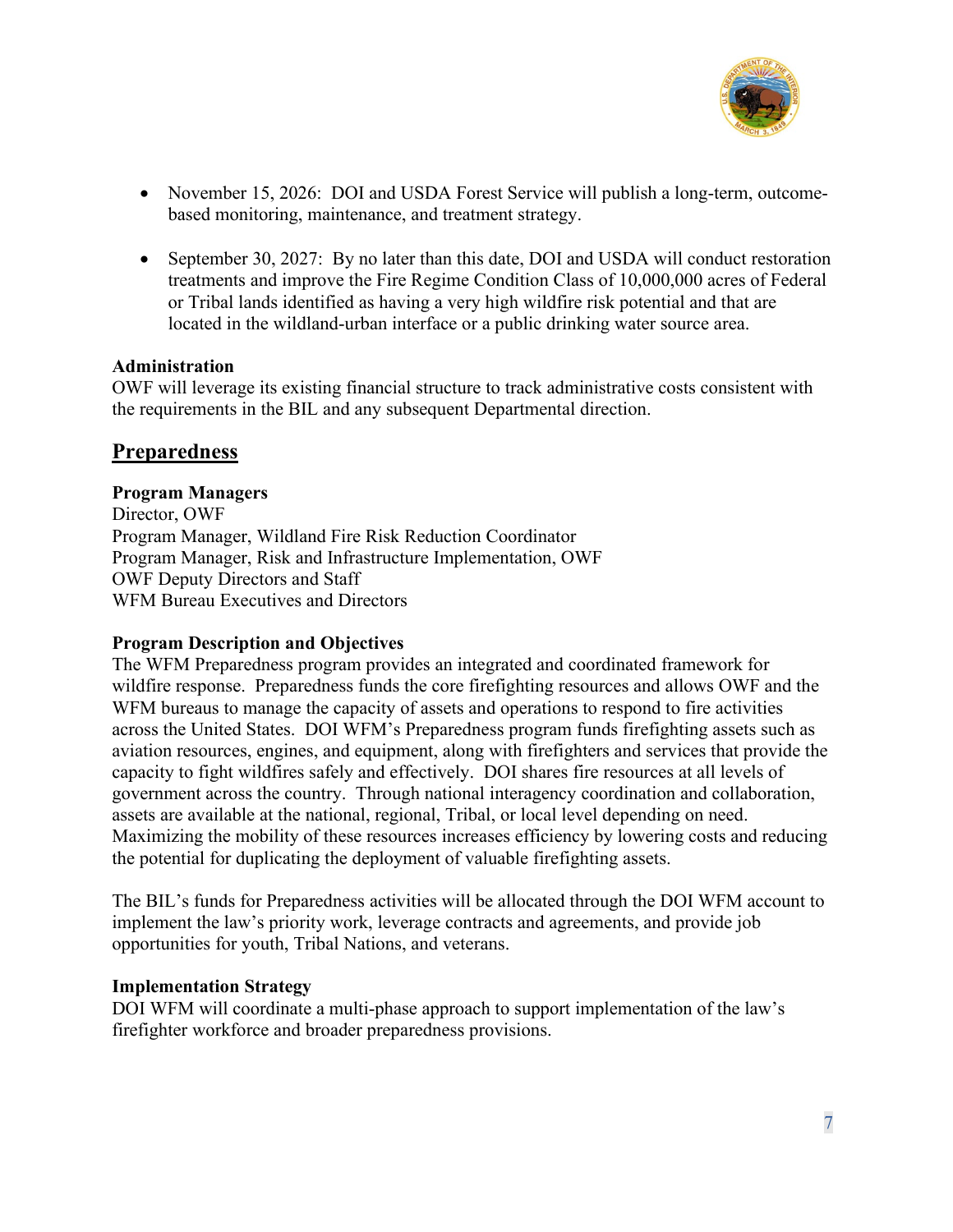- November 15, 2026: DOI and USDA Forest Service will publish a long-term, outcome-based monitoring, maintenance, and treatment strategy.

- September 30, 2027: By no later than this date, DOI and USDA will conduct restoration treatments and improve the Fire Regime Condition Class of 10,000,000 acres of Federal or Tribal lands identified as having a very high wildfire risk potential and that are located in the wildland-urban interface or a public drinking water source area.

**Administration**
OWF will leverage its existing financial structure to track administrative costs consistent with the requirements in the BIL and any subsequent Departmental direction.

## Preparedness

**Program Managers**
Director, OWF
Program Manager, Wildland Fire Risk Reduction Coordinator
Program Manager, Risk and Infrastructure Implementation, OWF
OWF Deputy Directors and Staff
WFM Bureau Executives and Directors

**Program Description and Objectives**
The WFM Preparedness program provides an integrated and coordinated framework for wildfire response. Preparedness funds the core firefighting resources and allows OWF and the WFM bureaus to manage the capacity of assets and operations to respond to fire activities across the United States. DOI WFM's Preparedness program funds firefighting assets such as aviation resources, engines, and equipment, along with firefighters and services that provide the capacity to fight wildfires safely and effectively. DOI shares fire resources at all levels of government across the country. Through national interagency coordination and collaboration, assets are available at the national, regional, Tribal, or local level depending on need. Maximizing the mobility of these resources increases efficiency by lowering costs and reducing the potential for duplicating the deployment of valuable firefighting assets.

The BIL's funds for Preparedness activities will be allocated through the DOI WFM account to implement the law's priority work, leverage contracts and agreements, and provide job opportunities for youth, Tribal Nations, and veterans.

**Implementation Strategy**
DOI WFM will coordinate a multi-phase approach to support implementation of the law's firefighter workforce and broader preparedness provisions.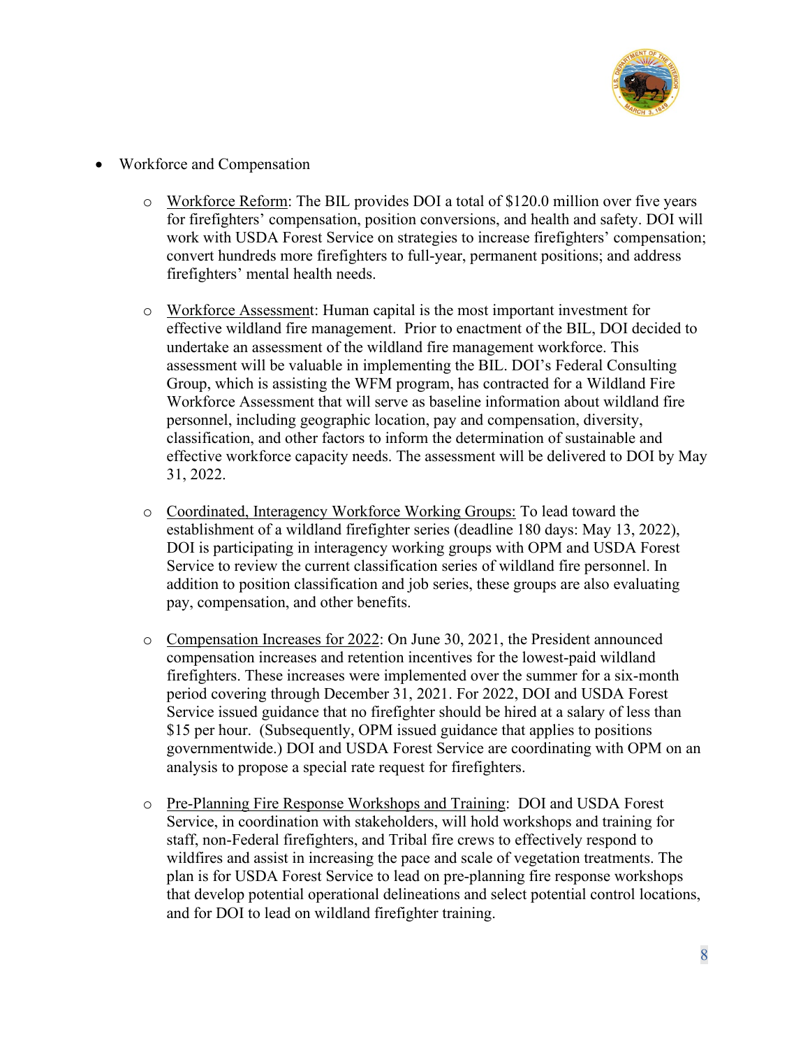- Workforce and Compensation

  - Workforce Reform: The BIL provides DOI a total of $120.0 million over five years for firefighters' compensation, position conversions, and health and safety. DOI will work with USDA Forest Service on strategies to increase firefighters' compensation; convert hundreds more firefighters to full-year, permanent positions; and address firefighters' mental health needs.

  - Workforce Assessment: Human capital is the most important investment for effective wildland fire management. Prior to enactment of the BIL, DOI decided to undertake an assessment of the wildland fire management workforce. This assessment will be valuable in implementing the BIL. DOI's Federal Consulting Group, which is assisting the WFM program, has contracted for a Wildland Fire Workforce Assessment that will serve as baseline information about wildland fire personnel, including geographic location, pay and compensation, diversity, classification, and other factors to inform the determination of sustainable and effective workforce capacity needs. The assessment will be delivered to DOI by May 31, 2022.

  - Coordinated, Interagency Workforce Working Groups: To lead toward the establishment of a wildland firefighter series (deadline 180 days: May 13, 2022), DOI is participating in interagency working groups with OPM and USDA Forest Service to review the current classification series of wildland fire personnel. In addition to position classification and job series, these groups are also evaluating pay, compensation, and other benefits.

  - Compensation Increases for 2022: On June 30, 2021, the President announced compensation increases and retention incentives for the lowest-paid wildland firefighters. These increases were implemented over the summer for a six-month period covering through December 31, 2021. For 2022, DOI and USDA Forest Service issued guidance that no firefighter should be hired at a salary of less than $15 per hour. (Subsequently, OPM issued guidance that applies to positions governmentwide.) DOI and USDA Forest Service are coordinating with OPM on an analysis to propose a special rate request for firefighters.

  - Pre-Planning Fire Response Workshops and Training: DOI and USDA Forest Service, in coordination with stakeholders, will hold workshops and training for staff, non-Federal firefighters, and Tribal fire crews to effectively respond to wildfires and assist in increasing the pace and scale of vegetation treatments. The plan is for USDA Forest Service to lead on pre-planning fire response workshops that develop potential operational delineations and select potential control locations, and for DOI to lead on wildland firefighter training.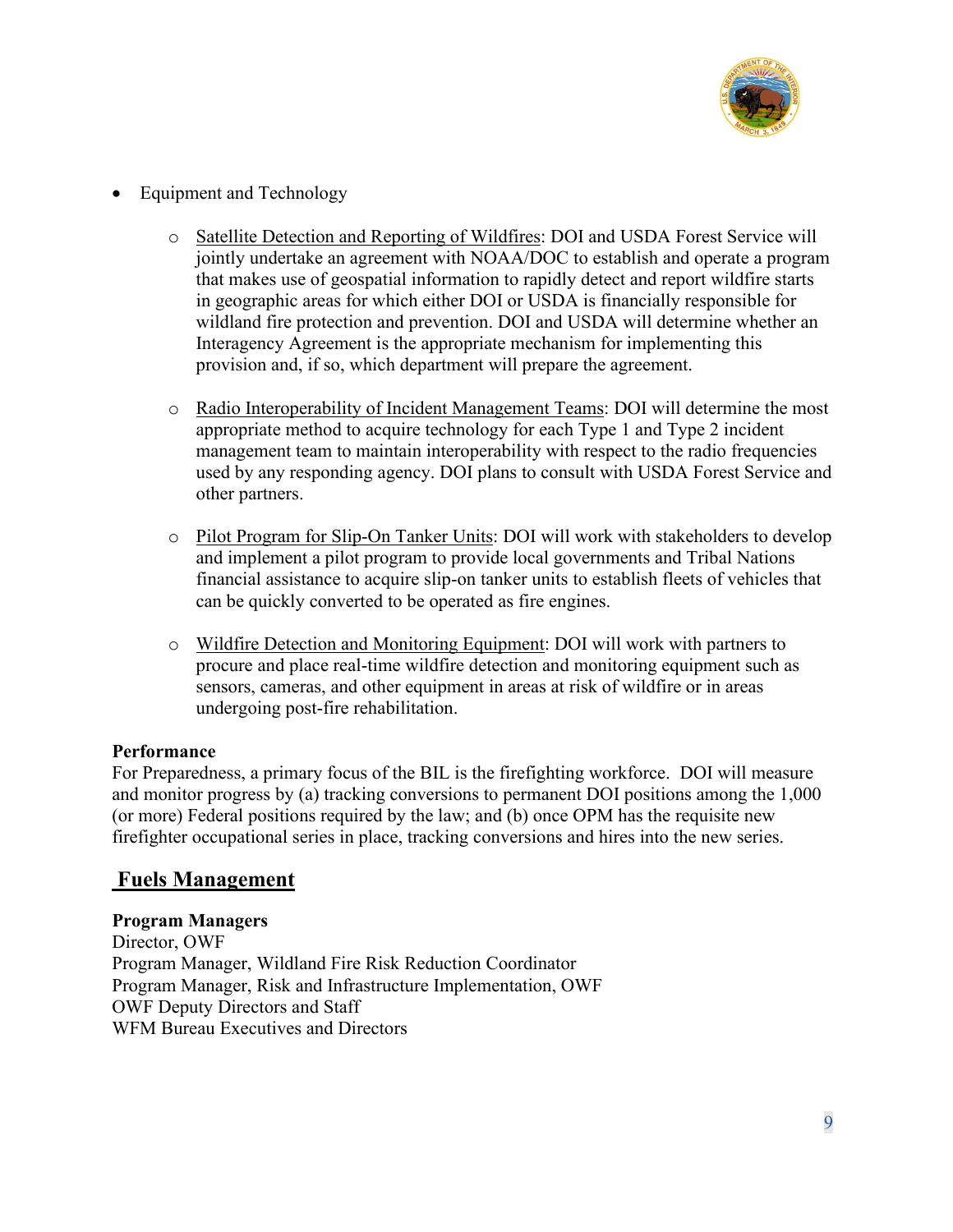- Equipment and Technology
  - Satellite Detection and Reporting of Wildfires: DOI and USDA Forest Service will jointly undertake an agreement with NOAA/DOC to establish and operate a program that makes use of geospatial information to rapidly detect and report wildfire starts in geographic areas for which either DOI or USDA is financially responsible for wildland fire protection and prevention. DOI and USDA will determine whether an Interagency Agreement is the appropriate mechanism for implementing this provision and, if so, which department will prepare the agreement.
  - Radio Interoperability of Incident Management Teams: DOI will determine the most appropriate method to acquire technology for each Type 1 and Type 2 incident management team to maintain interoperability with respect to the radio frequencies used by any responding agency. DOI plans to consult with USDA Forest Service and other partners.
  - Pilot Program for Slip-On Tanker Units: DOI will work with stakeholders to develop and implement a pilot program to provide local governments and Tribal Nations financial assistance to acquire slip-on tanker units to establish fleets of vehicles that can be quickly converted to be operated as fire engines.
  - Wildfire Detection and Monitoring Equipment: DOI will work with partners to procure and place real-time wildfire detection and monitoring equipment such as sensors, cameras, and other equipment in areas at risk of wildfire or in areas undergoing post-fire rehabilitation.

**Performance**

For Preparedness, a primary focus of the BIL is the firefighting workforce. DOI will measure and monitor progress by (a) tracking conversions to permanent DOI positions among the 1,000 (or more) Federal positions required by the law; and (b) once OPM has the requisite new firefighter occupational series in place, tracking conversions and hires into the new series.

## Fuels Management

**Program Managers**

Director, OWF
Program Manager, Wildland Fire Risk Reduction Coordinator
Program Manager, Risk and Infrastructure Implementation, OWF
OWF Deputy Directors and Staff
WFM Bureau Executives and Directors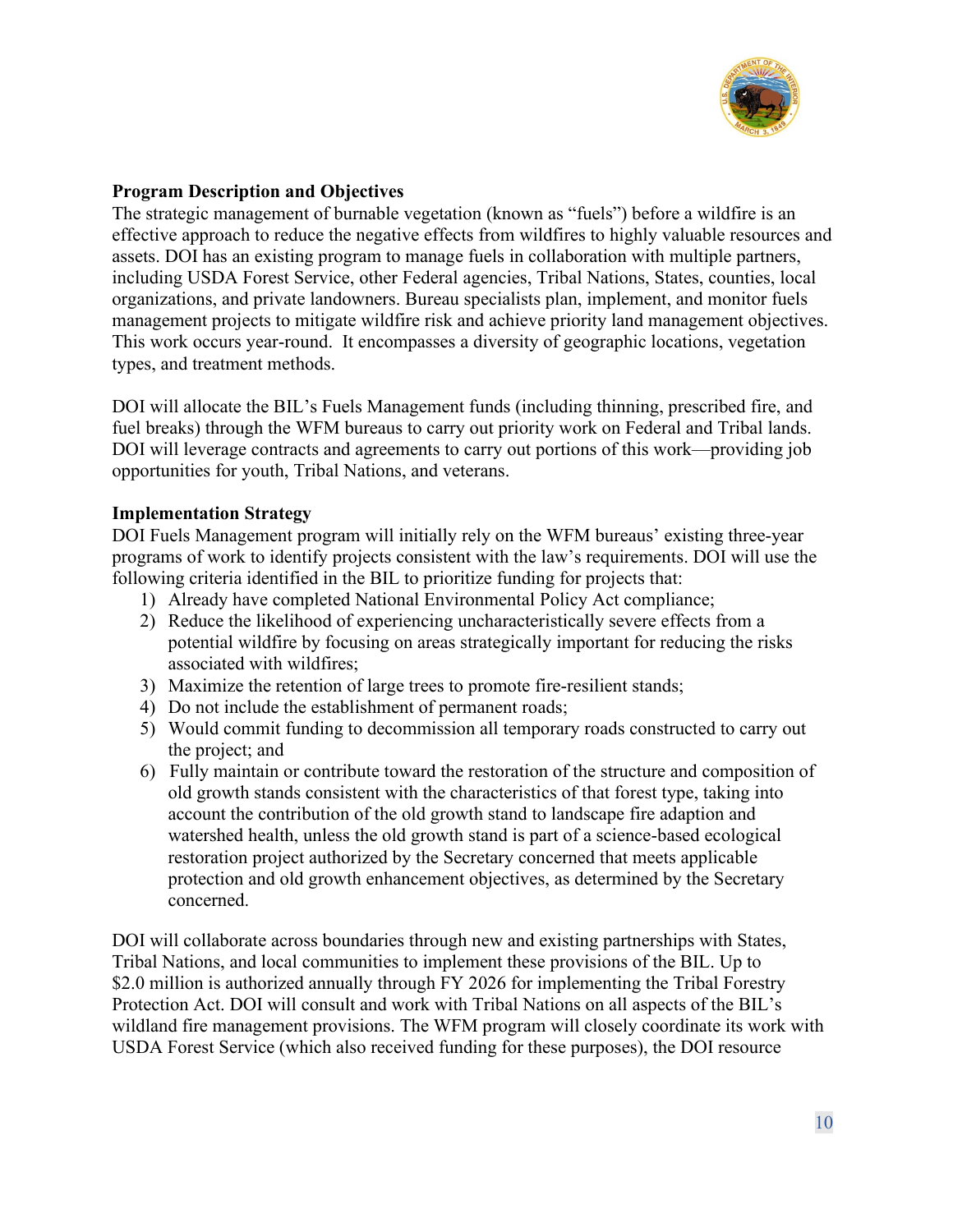**Program Description and Objectives**

The strategic management of burnable vegetation (known as "fuels") before a wildfire is an effective approach to reduce the negative effects from wildfires to highly valuable resources and assets. DOI has an existing program to manage fuels in collaboration with multiple partners, including USDA Forest Service, other Federal agencies, Tribal Nations, States, counties, local organizations, and private landowners. Bureau specialists plan, implement, and monitor fuels management projects to mitigate wildfire risk and achieve priority land management objectives. This work occurs year-round. It encompasses a diversity of geographic locations, vegetation types, and treatment methods.

DOI will allocate the BIL's Fuels Management funds (including thinning, prescribed fire, and fuel breaks) through the WFM bureaus to carry out priority work on Federal and Tribal lands. DOI will leverage contracts and agreements to carry out portions of this work—providing job opportunities for youth, Tribal Nations, and veterans.

**Implementation Strategy**

DOI Fuels Management program will initially rely on the WFM bureaus' existing three-year programs of work to identify projects consistent with the law's requirements. DOI will use the following criteria identified in the BIL to prioritize funding for projects that:

1) Already have completed National Environmental Policy Act compliance;
2) Reduce the likelihood of experiencing uncharacteristically severe effects from a potential wildfire by focusing on areas strategically important for reducing the risks associated with wildfires;
3) Maximize the retention of large trees to promote fire-resilient stands;
4) Do not include the establishment of permanent roads;
5) Would commit funding to decommission all temporary roads constructed to carry out the project; and
6) Fully maintain or contribute toward the restoration of the structure and composition of old growth stands consistent with the characteristics of that forest type, taking into account the contribution of the old growth stand to landscape fire adaption and watershed health, unless the old growth stand is part of a science-based ecological restoration project authorized by the Secretary concerned that meets applicable protection and old growth enhancement objectives, as determined by the Secretary concerned.

DOI will collaborate across boundaries through new and existing partnerships with States, Tribal Nations, and local communities to implement these provisions of the BIL. Up to $2.0 million is authorized annually through FY 2026 for implementing the Tribal Forestry Protection Act. DOI will consult and work with Tribal Nations on all aspects of the BIL's wildland fire management provisions. The WFM program will closely coordinate its work with USDA Forest Service (which also received funding for these purposes), the DOI resource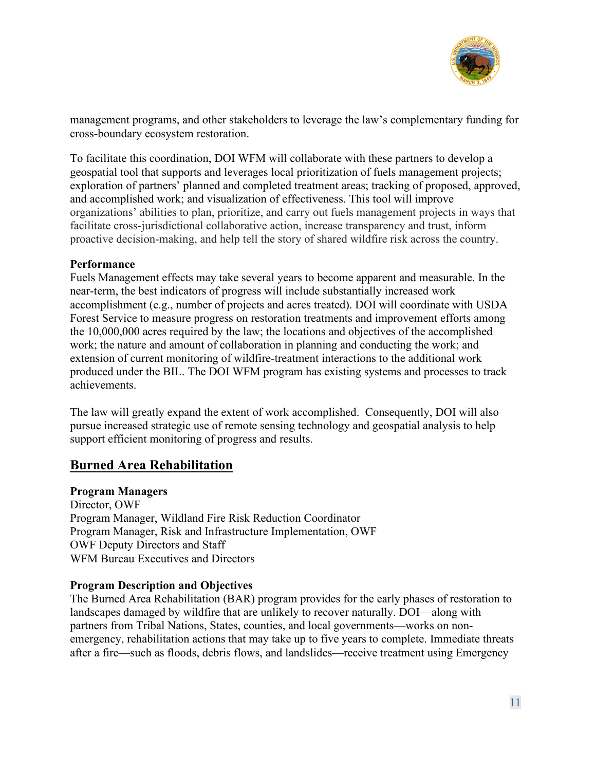management programs, and other stakeholders to leverage the law's complementary funding for cross-boundary ecosystem restoration.

To facilitate this coordination, DOI WFM will collaborate with these partners to develop a geospatial tool that supports and leverages local prioritization of fuels management projects; exploration of partners' planned and completed treatment areas; tracking of proposed, approved, and accomplished work; and visualization of effectiveness. This tool will improve organizations' abilities to plan, prioritize, and carry out fuels management projects in ways that facilitate cross-jurisdictional collaborative action, increase transparency and trust, inform proactive decision-making, and help tell the story of shared wildfire risk across the country.

**Performance**

Fuels Management effects may take several years to become apparent and measurable. In the near-term, the best indicators of progress will include substantially increased work accomplishment (e.g., number of projects and acres treated). DOI will coordinate with USDA Forest Service to measure progress on restoration treatments and improvement efforts among the 10,000,000 acres required by the law; the locations and objectives of the accomplished work; the nature and amount of collaboration in planning and conducting the work; and extension of current monitoring of wildfire-treatment interactions to the additional work produced under the BIL. The DOI WFM program has existing systems and processes to track achievements.

The law will greatly expand the extent of work accomplished. Consequently, DOI will also pursue increased strategic use of remote sensing technology and geospatial analysis to help support efficient monitoring of progress and results.

## Burned Area Rehabilitation

**Program Managers**

Director, OWF
Program Manager, Wildland Fire Risk Reduction Coordinator
Program Manager, Risk and Infrastructure Implementation, OWF
OWF Deputy Directors and Staff
WFM Bureau Executives and Directors

**Program Description and Objectives**

The Burned Area Rehabilitation (BAR) program provides for the early phases of restoration to landscapes damaged by wildfire that are unlikely to recover naturally. DOI—along with partners from Tribal Nations, States, counties, and local governments—works on non-emergency, rehabilitation actions that may take up to five years to complete. Immediate threats after a fire—such as floods, debris flows, and landslides—receive treatment using Emergency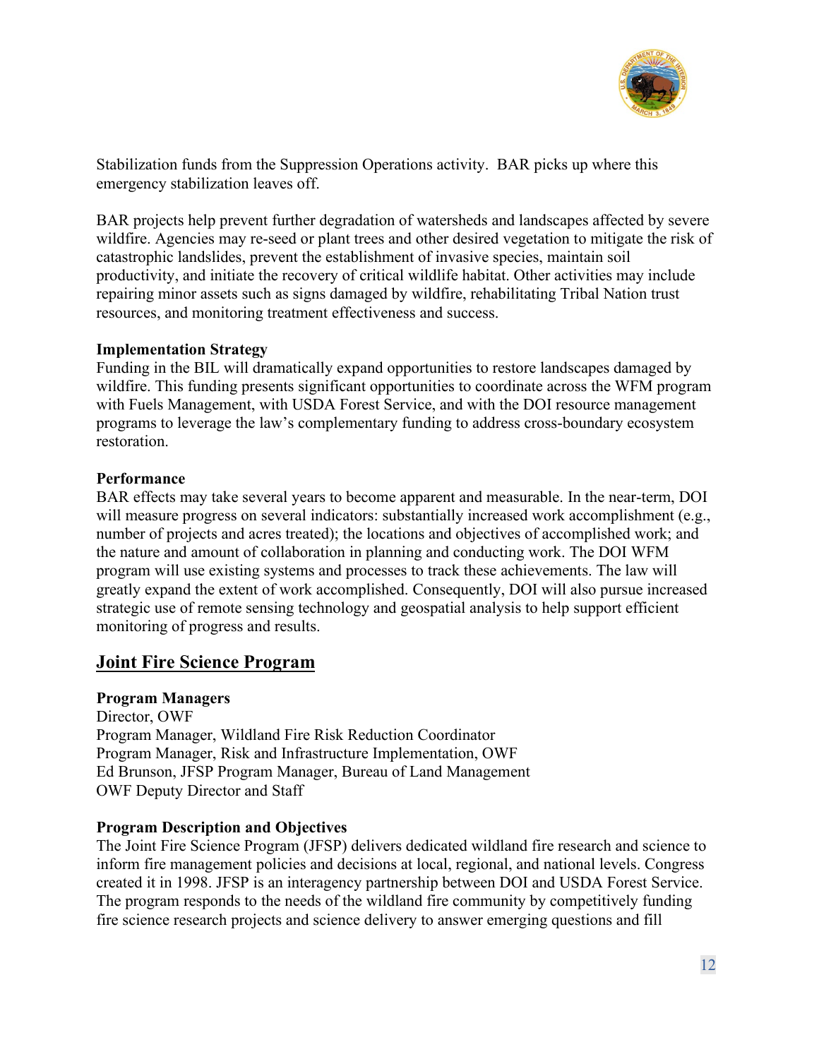Stabilization funds from the Suppression Operations activity. BAR picks up where this emergency stabilization leaves off.

BAR projects help prevent further degradation of watersheds and landscapes affected by severe wildfire. Agencies may re-seed or plant trees and other desired vegetation to mitigate the risk of catastrophic landslides, prevent the establishment of invasive species, maintain soil productivity, and initiate the recovery of critical wildlife habitat. Other activities may include repairing minor assets such as signs damaged by wildfire, rehabilitating Tribal Nation trust resources, and monitoring treatment effectiveness and success.

**Implementation Strategy**
Funding in the BIL will dramatically expand opportunities to restore landscapes damaged by wildfire. This funding presents significant opportunities to coordinate across the WFM program with Fuels Management, with USDA Forest Service, and with the DOI resource management programs to leverage the law's complementary funding to address cross-boundary ecosystem restoration.

**Performance**
BAR effects may take several years to become apparent and measurable. In the near-term, DOI will measure progress on several indicators: substantially increased work accomplishment (e.g., number of projects and acres treated); the locations and objectives of accomplished work; and the nature and amount of collaboration in planning and conducting work. The DOI WFM program will use existing systems and processes to track these achievements. The law will greatly expand the extent of work accomplished. Consequently, DOI will also pursue increased strategic use of remote sensing technology and geospatial analysis to help support efficient monitoring of progress and results.

## Joint Fire Science Program

**Program Managers**
Director, OWF
Program Manager, Wildland Fire Risk Reduction Coordinator
Program Manager, Risk and Infrastructure Implementation, OWF
Ed Brunson, JFSP Program Manager, Bureau of Land Management
OWF Deputy Director and Staff

**Program Description and Objectives**
The Joint Fire Science Program (JFSP) delivers dedicated wildland fire research and science to inform fire management policies and decisions at local, regional, and national levels. Congress created it in 1998. JFSP is an interagency partnership between DOI and USDA Forest Service. The program responds to the needs of the wildland fire community by competitively funding fire science research projects and science delivery to answer emerging questions and fill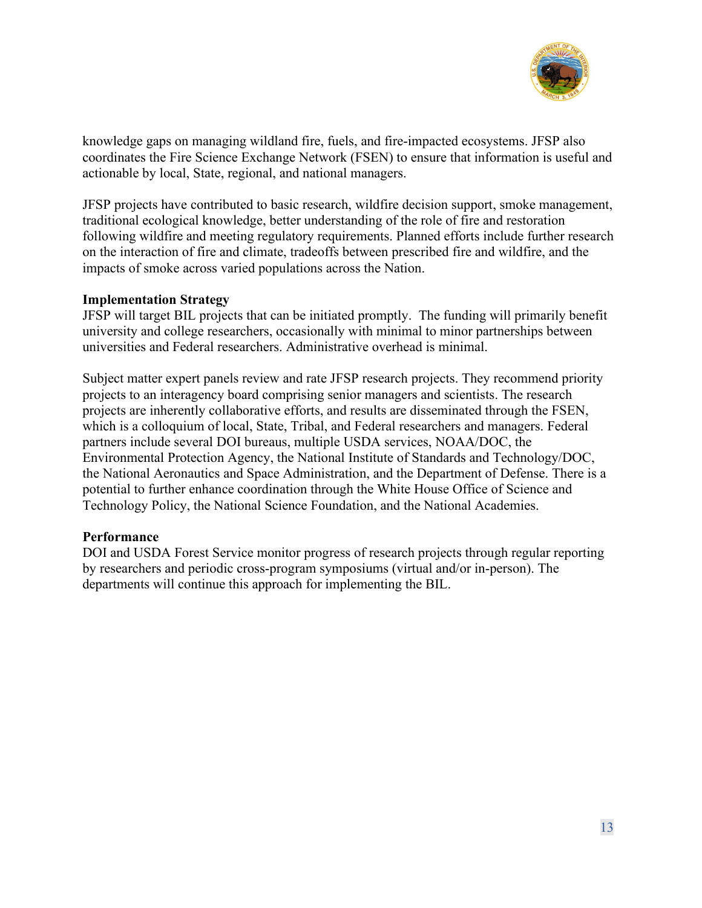knowledge gaps on managing wildland fire, fuels, and fire-impacted ecosystems. JFSP also coordinates the Fire Science Exchange Network (FSEN) to ensure that information is useful and actionable by local, State, regional, and national managers.

JFSP projects have contributed to basic research, wildfire decision support, smoke management, traditional ecological knowledge, better understanding of the role of fire and restoration following wildfire and meeting regulatory requirements. Planned efforts include further research on the interaction of fire and climate, tradeoffs between prescribed fire and wildfire, and the impacts of smoke across varied populations across the Nation.

**Implementation Strategy**

JFSP will target BIL projects that can be initiated promptly. The funding will primarily benefit university and college researchers, occasionally with minimal to minor partnerships between universities and Federal researchers. Administrative overhead is minimal.

Subject matter expert panels review and rate JFSP research projects. They recommend priority projects to an interagency board comprising senior managers and scientists. The research projects are inherently collaborative efforts, and results are disseminated through the FSEN, which is a colloquium of local, State, Tribal, and Federal researchers and managers. Federal partners include several DOI bureaus, multiple USDA services, NOAA/DOC, the Environmental Protection Agency, the National Institute of Standards and Technology/DOC, the National Aeronautics and Space Administration, and the Department of Defense. There is a potential to further enhance coordination through the White House Office of Science and Technology Policy, the National Science Foundation, and the National Academies.

**Performance**

DOI and USDA Forest Service monitor progress of research projects through regular reporting by researchers and periodic cross-program symposiums (virtual and/or in-person). The departments will continue this approach for implementing the BIL.